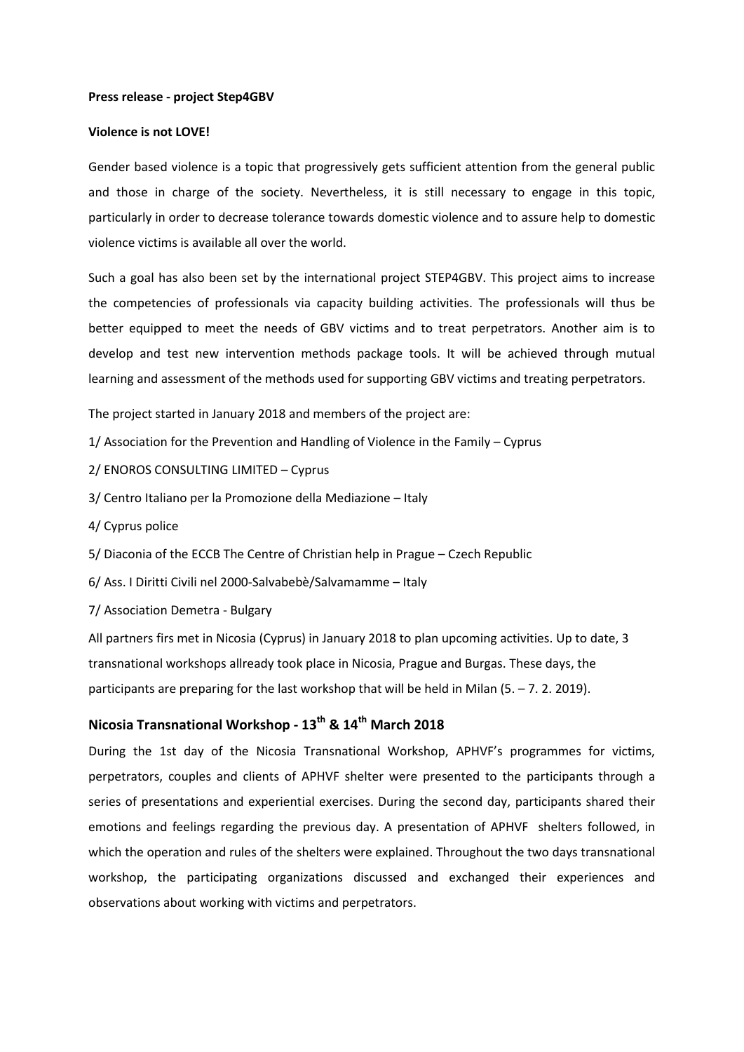**Press release - project Step4GBV**

**Violence is not LOVE!**

Gender based violence is a topic that progressively gets sufficient attention from the general public and those in charge of the society. Nevertheless, it is still necessary to engage in this topic, particularly in order to decrease tolerance towards domestic violence and to assure help to domestic violence victims is available all over the world.

Such a goal has also been set by the international project STEP4GBV. This project aims to increase the competencies of professionals via capacity building activities. The professionals will thus be better equipped to meet the needs of GBV victims and to treat perpetrators. Another aim is to develop and test new intervention methods package tools. It will be achieved through mutual learning and assessment of the methods used for supporting GBV victims and treating perpetrators.

The project started in January 2018 and members of the project are:

1/ Association for the Prevention and Handling of Violence in the Family – Cyprus

2/ ENOROS CONSULTING LIMITED – Cyprus

3/ Centro Italiano per la Promozione della Mediazione – Italy

4/ Cyprus police

5/ Diaconia of the ECCB The Centre of Christian help in Prague – Czech Republic

6/ Ass. I Diritti Civili nel 2000-Salvabebè/Salvamamme – Italy

7/ Association Demetra - Bulgaria

All partners firs met in Nicosia (Cyprus) in January 2018 to plan upcoming activities. Up to date, 3 transnational workshops allready took place in Nicosia, Prague and Burgas. These days, the participants are preparing for the last workshop that will be held in Milan (5. – 7. 2. 2019).

## Nicosia Transnational Workshop - 13th & 14th March 2018

During the 1st day of the Nicosia Transnational Workshop, APHVF's programmes for victims, perpetrators, couples and clients of APHVF shelter were presented to the participants through a series of presentations and experiential exercises. During the second day, participants shared their emotions and feelings regarding the previous day. A presentation of APHVF shelters followed, in which the operation and rules of the shelters were explained. Throughout the two days transnational workshop, the participating organizations discussed and exchanged their experiences and observations about working with victims and perpetrators.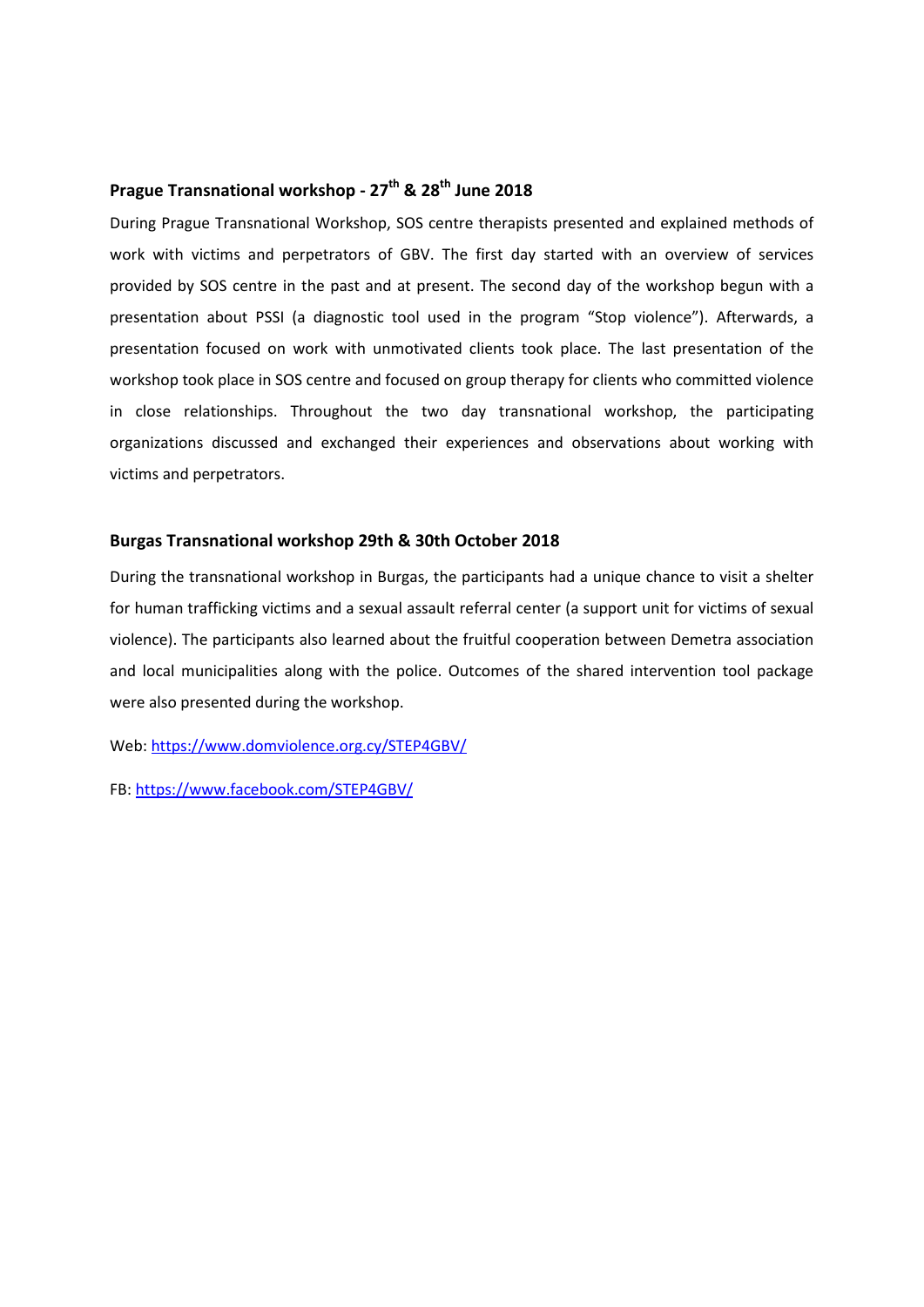### Prague Transnational workshop - 27th & 28th June 2018

During Prague Transnational Workshop, SOS centre therapists presented and explained methods of work with victims and perpetrators of GBV. The first day started with an overview of services provided by SOS centre in the past and at present. The second day of the workshop begun with a presentation about PSSI (a diagnostic tool used in the program "Stop violence"). Afterwards, a presentation focused on work with unmotivated clients took place. The last presentation of the workshop took place in SOS centre and focused on group therapy for clients who committed violence in close relationships. Throughout the two day transnational workshop, the participating organizations discussed and exchanged their experiences and observations about working with victims and perpetrators.

### Burgas Transnational workshop 29th & 30th October 2018

During the transnational workshop in Burgas, the participants had a unique chance to visit a shelter for human trafficking victims and a sexual assault referral center (a support unit for victims of sexual violence). The participants also learned about the fruitful cooperation between Demetra association and local municipalities along with the police. Outcomes of the shared intervention tool package were also presented during the workshop.

Web: [https://www.domviolence.org.cy/STEP4GBV/](https://www.domviolence.org.cy/STEP4GBV/)

FB: [https://www.facebook.com/STEP4GBV/](https://www.facebook.com/STEP4GBV/)